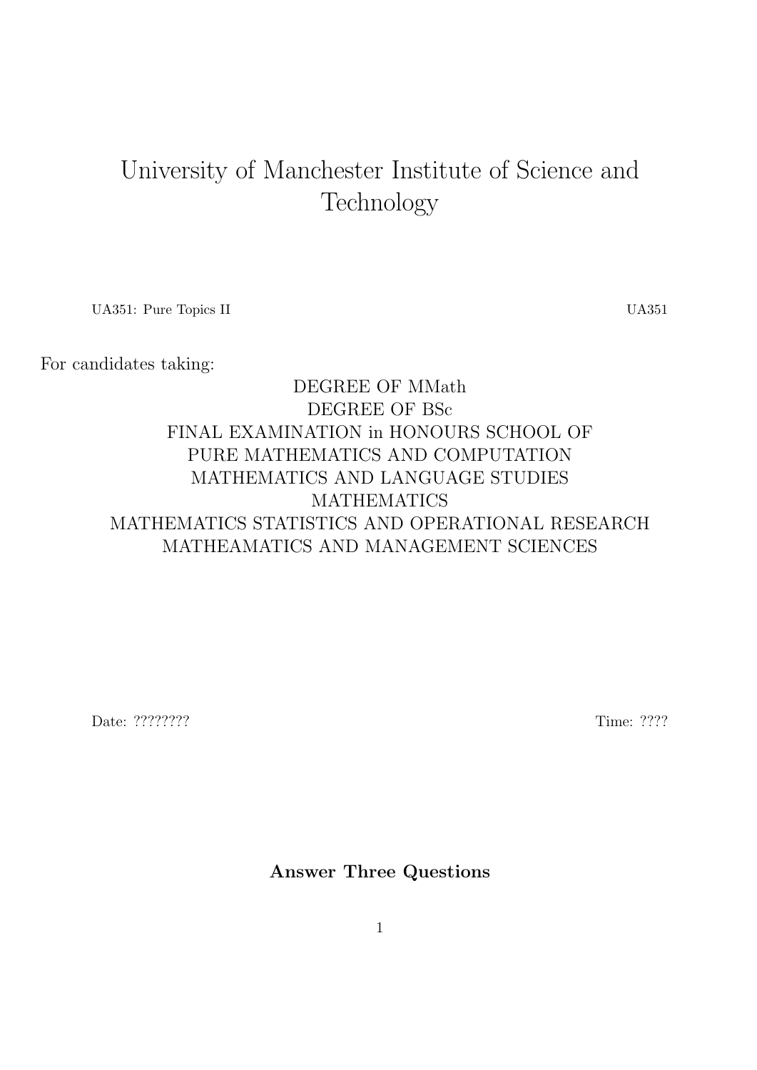# University of Manchester Institute of Science and Technology

UA351: Pure Topics II UA351

For candidates taking:

DEGREE OF MMath
DEGREE OF BSc
FINAL EXAMINATION in HONOURS SCHOOL OF
PURE MATHEMATICS AND COMPUTATION
MATHEMATICS AND LANGUAGE STUDIES
MATHEMATICS
MATHEMATICS STATISTICS AND OPERATIONAL RESEARCH
MATHEAMATICS AND MANAGEMENT SCIENCES

Date: ???????? Time: ????

**Answer Three Questions**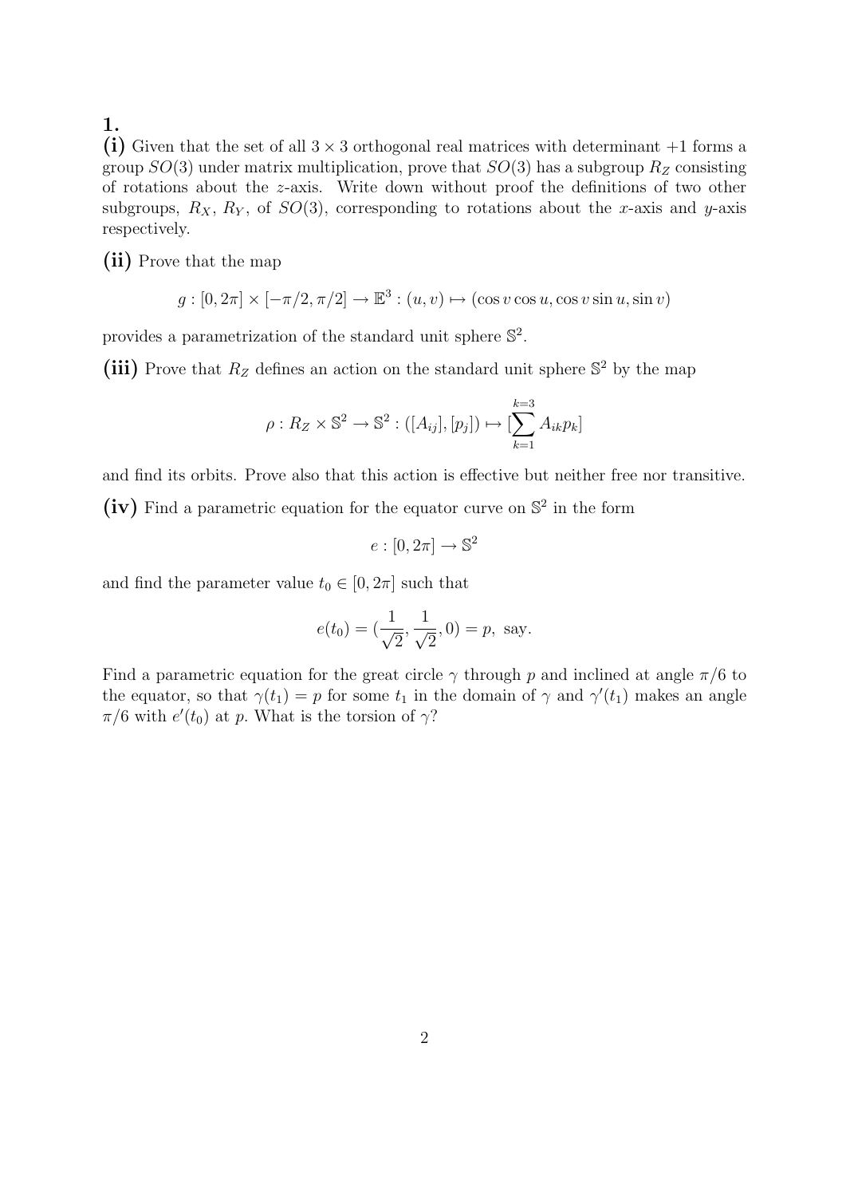## 1.

**(i)** Given that the set of all $3 \times 3$ orthogonal real matrices with determinant $+1$ forms a group $SO(3)$ under matrix multiplication, prove that $SO(3)$ has a subgroup $R_Z$ consisting of rotations about the $z$-axis. Write down without proof the definitions of two other subgroups, $R_X$, $R_Y$, of $SO(3)$, corresponding to rotations about the $x$-axis and $y$-axis respectively.

**(ii)** Prove that the map

$$g : [0, 2\pi] \times [-\pi/2, \pi/2] \to \mathbb{E}^3 : (u, v) \mapsto (\cos v \cos u, \cos v \sin u, \sin v)$$

provides a parametrization of the standard unit sphere $\mathbb{S}^2$.

**(iii)** Prove that $R_Z$ defines an action on the standard unit sphere $\mathbb{S}^2$ by the map

$$\rho : R_Z \times \mathbb{S}^2 \to \mathbb{S}^2 : ([A_{ij}], [p_j]) \mapsto [\sum_{k=1}^{k=3} A_{ik} p_k]$$

and find its orbits. Prove also that this action is effective but neither free nor transitive.

**(iv)** Find a parametric equation for the equator curve on $\mathbb{S}^2$ in the form

$$e : [0, 2\pi] \to \mathbb{S}^2$$

and find the parameter value $t_0 \in [0, 2\pi]$ such that

$$e(t_0) = (\frac{1}{\sqrt{2}}, \frac{1}{\sqrt{2}}, 0) = p, \text{ say.}$$

Find a parametric equation for the great circle $\gamma$ through $p$ and inclined at angle $\pi/6$ to the equator, so that $\gamma(t_1) = p$ for some $t_1$ in the domain of $\gamma$ and $\gamma'(t_1)$ makes an angle $\pi/6$ with $e'(t_0)$ at $p$. What is the torsion of $\gamma$?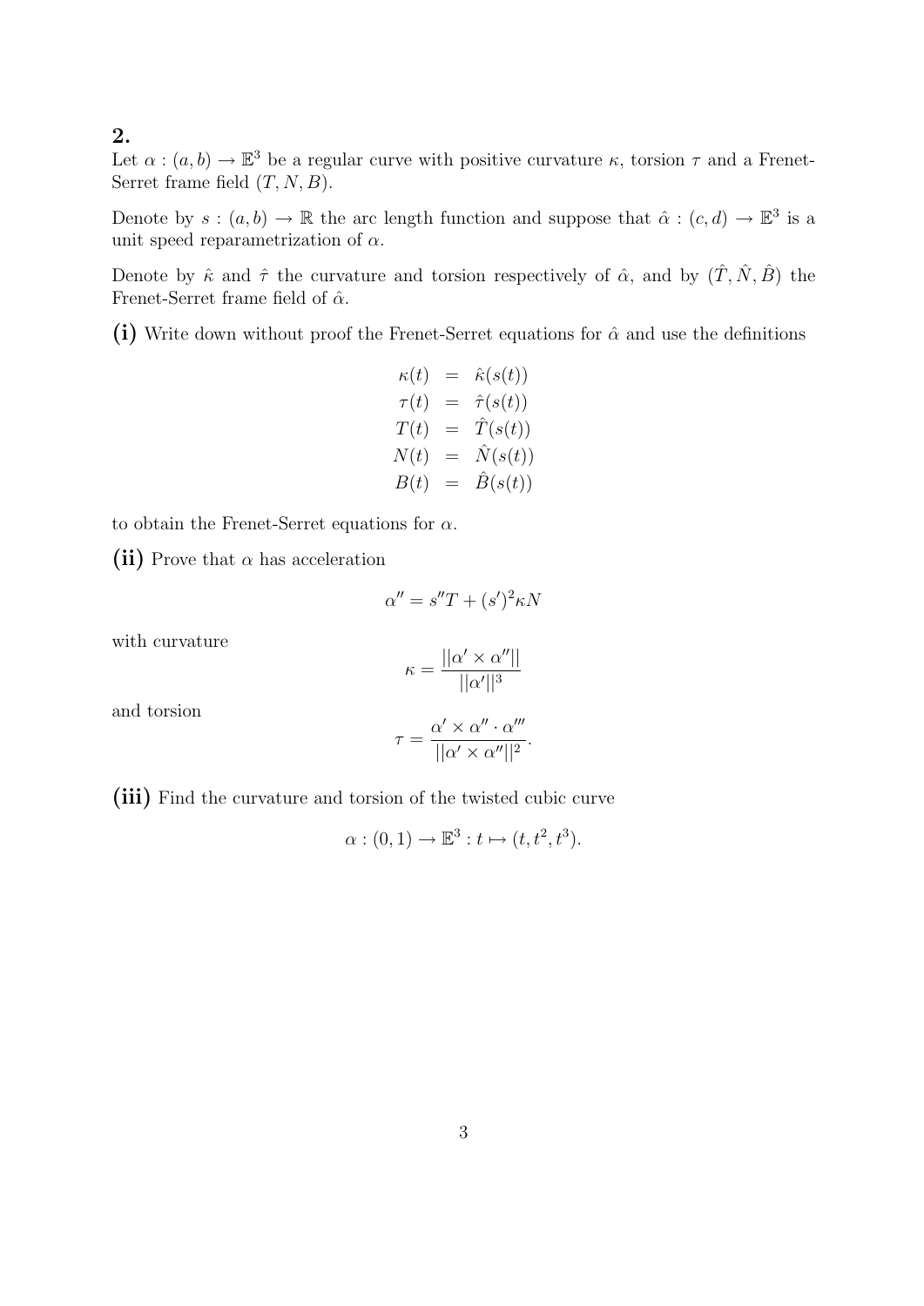## 2.

Let $\alpha : (a, b) \to \mathbb{E}^3$ be a regular curve with positive curvature $\kappa$, torsion $\tau$ and a Frenet-Serret frame field $(T, N, B)$.

Denote by $s : (a, b) \to \mathbb{R}$ the arc length function and suppose that $\hat{\alpha} : (c, d) \to \mathbb{E}^3$ is a unit speed reparametrization of $\alpha$.

Denote by $\hat{\kappa}$ and $\hat{\tau}$ the curvature and torsion respectively of $\hat{\alpha}$, and by $(\hat{T}, \hat{N}, \hat{B})$ the Frenet-Serret frame field of $\hat{\alpha}$.

**(i)** Write down without proof the Frenet-Serret equations for $\hat{\alpha}$ and use the definitions

$$
\begin{aligned}
\kappa(t) &= \hat{\kappa}(s(t)) \\
\tau(t) &= \hat{\tau}(s(t)) \\
T(t) &= \hat{T}(s(t)) \\
N(t) &= \hat{N}(s(t)) \\
B(t) &= \hat{B}(s(t))
\end{aligned}
$$

to obtain the Frenet-Serret equations for $\alpha$.

**(ii)** Prove that $\alpha$ has acceleration

$$\alpha'' = s''T + (s')^2 \kappa N$$

with curvature

$$\kappa = \frac{||\alpha' \times \alpha''||}{||\alpha'||^3}$$

and torsion

$$\tau = \frac{\alpha' \times \alpha'' \cdot \alpha'''}{||\alpha' \times \alpha''||^2}.$$

**(iii)** Find the curvature and torsion of the twisted cubic curve

$$\alpha : (0, 1) \to \mathbb{E}^3 : t \mapsto (t, t^2, t^3).$$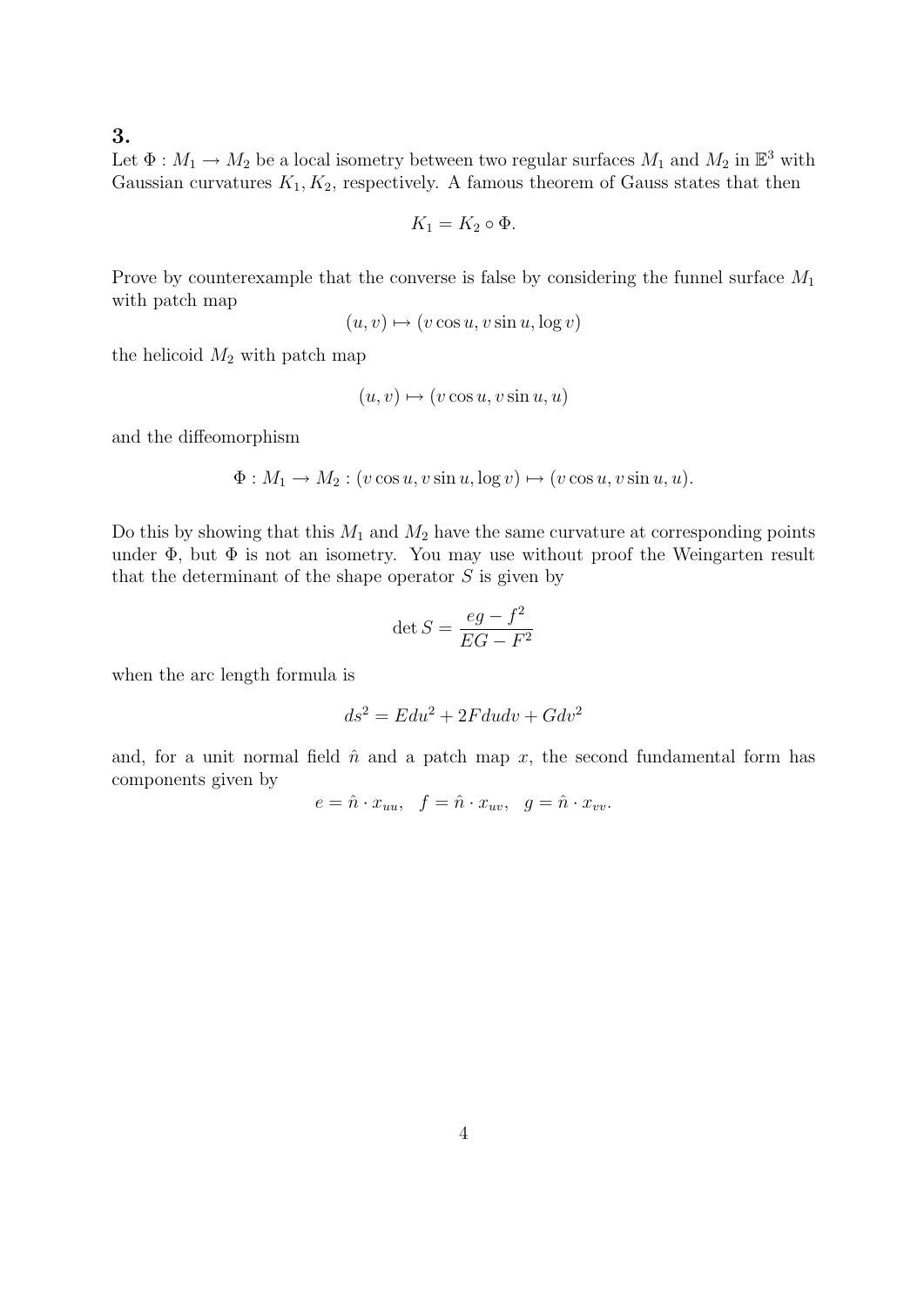### 3.

Let $\Phi : M_1 \to M_2$ be a local isometry between two regular surfaces $M_1$ and $M_2$ in $\mathbb{E}^3$ with Gaussian curvatures $K_1, K_2$, respectively. A famous theorem of Gauss states that then

$$K_1 = K_2 \circ \Phi.$$

Prove by counterexample that the converse is false by considering the funnel surface $M_1$ with patch map

$$(u, v) \mapsto (v \cos u, v \sin u, \log v)$$

the helicoid $M_2$ with patch map

$$(u, v) \mapsto (v \cos u, v \sin u, u)$$

and the diffeomorphism

$$\Phi : M_1 \to M_2 : (v \cos u, v \sin u, \log v) \mapsto (v \cos u, v \sin u, u).$$

Do this by showing that this $M_1$ and $M_2$ have the same curvature at corresponding points under $\Phi$, but $\Phi$ is not an isometry. You may use without proof the Weingarten result that the determinant of the shape operator $S$ is given by

$$\det S = \frac{eg - f^2}{EG - F^2}$$

when the arc length formula is

$$ds^2 = E du^2 + 2F du dv + G dv^2$$

and, for a unit normal field $\hat{n}$ and a patch map $x$, the second fundamental form has components given by

$$e = \hat{n} \cdot x_{uu}, \quad f = \hat{n} \cdot x_{uv}, \quad g = \hat{n} \cdot x_{vv}.$$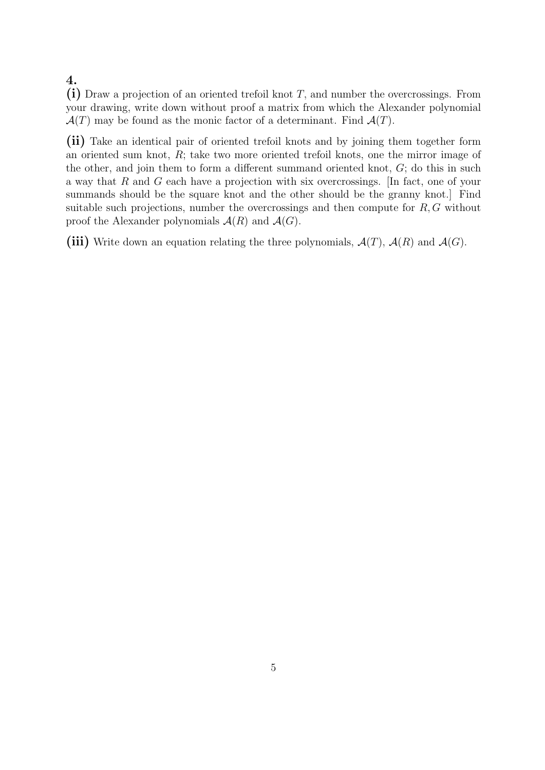**4.**

**(i)** Draw a projection of an oriented trefoil knot $T$, and number the overcrossings. From your drawing, write down without proof a matrix from which the Alexander polynomial $\mathcal{A}(T)$ may be found as the monic factor of a determinant. Find $\mathcal{A}(T)$.

**(ii)** Take an identical pair of oriented trefoil knots and by joining them together form an oriented sum knot, $R$; take two more oriented trefoil knots, one the mirror image of the other, and join them to form a different summand oriented knot, $G$; do this in such a way that $R$ and $G$ each have a projection with six overcrossings. [In fact, one of your summands should be the square knot and the other should be the granny knot.] Find suitable such projections, number the overcrossings and then compute for $R, G$ without proof the Alexander polynomials $\mathcal{A}(R)$ and $\mathcal{A}(G)$.

**(iii)** Write down an equation relating the three polynomials, $\mathcal{A}(T)$, $\mathcal{A}(R)$ and $\mathcal{A}(G)$.